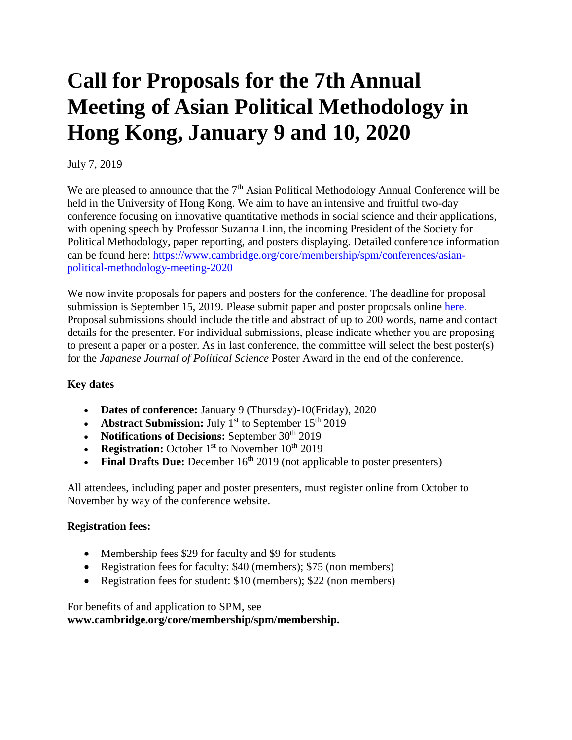# Call for Proposals for the 7th Annual Meeting of Asian Political Methodology in Hong Kong, January 9 and 10, 2020

July 7, 2019

We are pleased to announce that the 7th Asian Political Methodology Annual Conference will be held in the University of Hong Kong. We aim to have an intensive and fruitful two-day conference focusing on innovative quantitative methods in social science and their applications, with opening speech by Professor Suzanna Linn, the incoming President of the Society for Political Methodology, paper reporting, and posters displaying. Detailed conference information can be found here: https://www.cambridge.org/core/membership/spm/conferences/asian-political-methodology-meeting-2020

We now invite proposals for papers and posters for the conference. The deadline for proposal submission is September 15, 2019. Please submit paper and poster proposals online here. Proposal submissions should include the title and abstract of up to 200 words, name and contact details for the presenter. For individual submissions, please indicate whether you are proposing to present a paper or a poster. As in last conference, the committee will select the best poster(s) for the *Japanese Journal of Political Science* Poster Award in the end of the conference.

**Key dates**

- **Dates of conference:** January 9 (Thursday)-10(Friday), 2020
- **Abstract Submission:** July 1st to September 15th 2019
- **Notifications of Decisions:** September 30th 2019
- **Registration:** October 1st to November 10th 2019
- **Final Drafts Due:** December 16th 2019 (not applicable to poster presenters)

All attendees, including paper and poster presenters, must register online from October to November by way of the conference website.

**Registration fees:**

- Membership fees $29 for faculty and $9 for students
- Registration fees for faculty: $40 (members); $75 (non members)
- Registration fees for student: $10 (members); $22 (non members)

For benefits of and application to SPM, see **www.cambridge.org/core/membership/spm/membership.**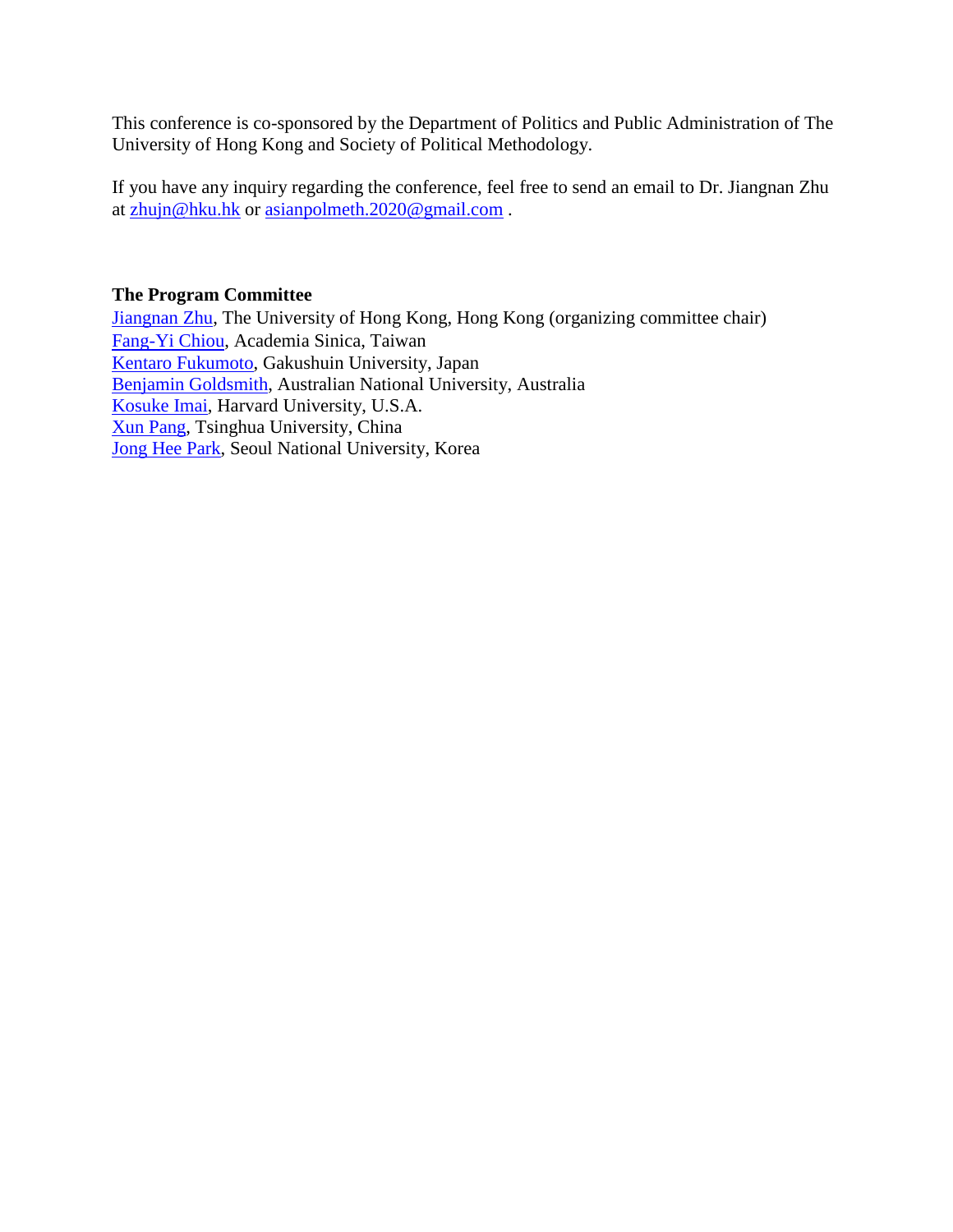This conference is co-sponsored by the Department of Politics and Public Administration of The University of Hong Kong and Society of Political Methodology.

If you have any inquiry regarding the conference, feel free to send an email to Dr. Jiangnan Zhu at zhujn@hku.hk or asianpolmeth.2020@gmail.com .

**The Program Committee**

Jiangnan Zhu, The University of Hong Kong, Hong Kong (organizing committee chair)
Fang-Yi Chiou, Academia Sinica, Taiwan
Kentaro Fukumoto, Gakushuin University, Japan
Benjamin Goldsmith, Australian National University, Australia
Kosuke Imai, Harvard University, U.S.A.
Xun Pang, Tsinghua University, China
Jong Hee Park, Seoul National University, Korea